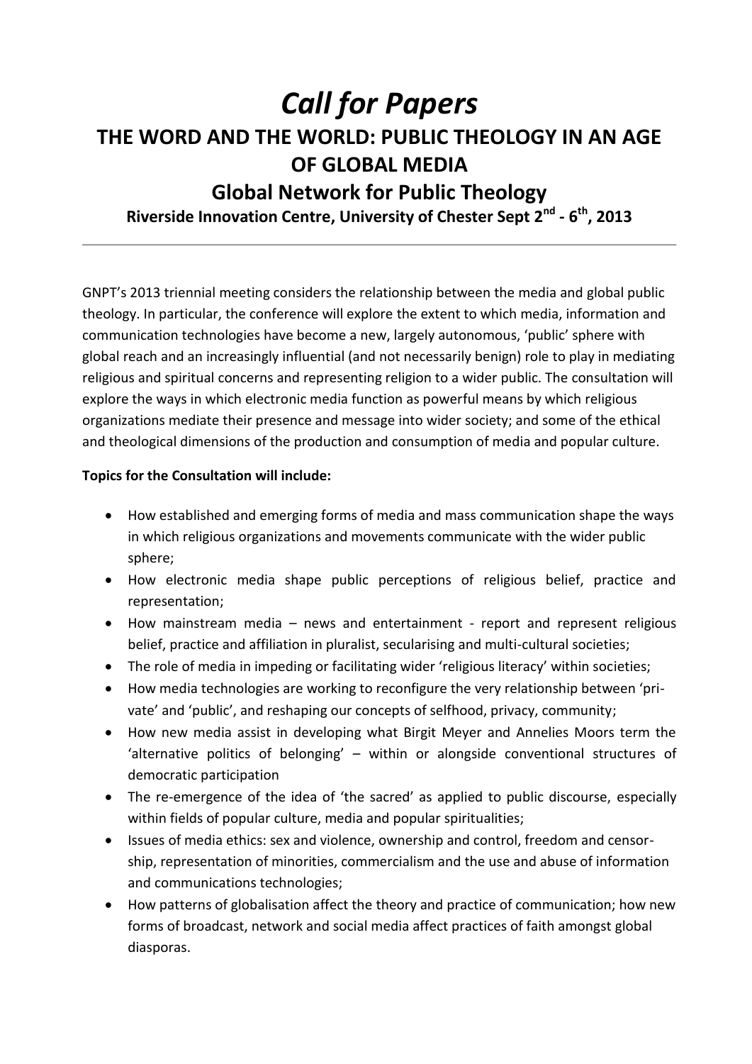# *Call for Papers*

## THE WORD AND THE WORLD: PUBLIC THEOLOGY IN AN AGE OF GLOBAL MEDIA

## Global Network for Public Theology

### Riverside Innovation Centre, University of Chester Sept 2nd - 6th, 2013

---

GNPT's 2013 triennial meeting considers the relationship between the media and global public theology. In particular, the conference will explore the extent to which media, information and communication technologies have become a new, largely autonomous, 'public' sphere with global reach and an increasingly influential (and not necessarily benign) role to play in mediating religious and spiritual concerns and representing religion to a wider public. The consultation will explore the ways in which electronic media function as powerful means by which religious organizations mediate their presence and message into wider society; and some of the ethical and theological dimensions of the production and consumption of media and popular culture.

**Topics for the Consultation will include:**

- How established and emerging forms of media and mass communication shape the ways in which religious organizations and movements communicate with the wider public sphere;
- How electronic media shape public perceptions of religious belief, practice and representation;
- How mainstream media – news and entertainment - report and represent religious belief, practice and affiliation in pluralist, secularising and multi-cultural societies;
- The role of media in impeding or facilitating wider 'religious literacy' within societies;
- How media technologies are working to reconfigure the very relationship between 'private' and 'public', and reshaping our concepts of selfhood, privacy, community;
- How new media assist in developing what Birgit Meyer and Annelies Moors term the 'alternative politics of belonging' – within or alongside conventional structures of democratic participation
- The re-emergence of the idea of 'the sacred' as applied to public discourse, especially within fields of popular culture, media and popular spiritualities;
- Issues of media ethics: sex and violence, ownership and control, freedom and censorship, representation of minorities, commercialism and the use and abuse of information and communications technologies;
- How patterns of globalisation affect the theory and practice of communication; how new forms of broadcast, network and social media affect practices of faith amongst global diasporas.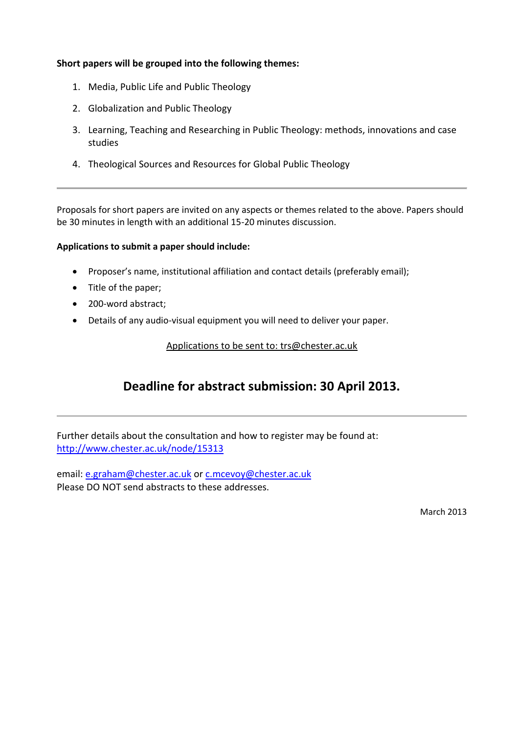**Short papers will be grouped into the following themes:**

1. Media, Public Life and Public Theology
2. Globalization and Public Theology
3. Learning, Teaching and Researching in Public Theology: methods, innovations and case studies
4. Theological Sources and Resources for Global Public Theology

---

Proposals for short papers are invited on any aspects or themes related to the above. Papers should be 30 minutes in length with an additional 15-20 minutes discussion.

**Applications to submit a paper should include:**

- Proposer's name, institutional affiliation and contact details (preferably email);
- Title of the paper;
- 200-word abstract;
- Details of any audio-visual equipment you will need to deliver your paper.

Applications to be sent to: trs@chester.ac.uk

## Deadline for abstract submission: 30 April 2013.

---

Further details about the consultation and how to register may be found at: http://www.chester.ac.uk/node/15313

email: e.graham@chester.ac.uk or c.mcevoy@chester.ac.uk
Please DO NOT send abstracts to these addresses.

March 2013